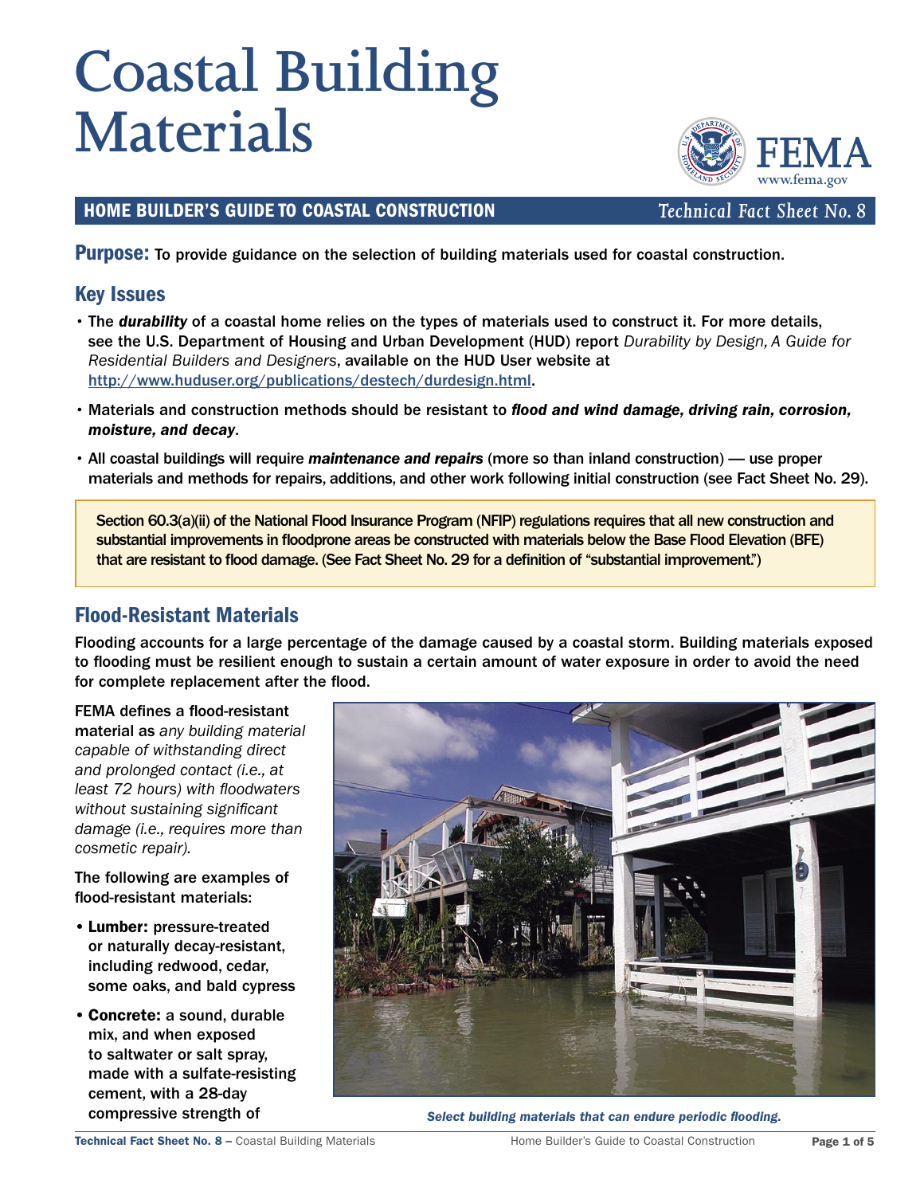# Coastal Building Materials

**HOME BUILDER'S GUIDE TO COASTAL CONSTRUCTION** *Technical Fact Sheet No. 8*

**Purpose:** To provide guidance on the selection of building materials used for coastal construction.

## Key Issues

- The ***durability*** of a coastal home relies on the types of materials used to construct it. For more details, see the U.S. Department of Housing and Urban Development (HUD) report *Durability by Design, A Guide for Residential Builders and Designers*, available on the HUD User website at http://www.huduser.org/publications/destech/durdesign.html.
- Materials and construction methods should be resistant to ***flood and wind damage, driving rain, corrosion, moisture, and decay***.
- All coastal buildings will require ***maintenance and repairs*** (more so than inland construction) — use proper materials and methods for repairs, additions, and other work following initial construction (see Fact Sheet No. 29).

> Section 60.3(a)(ii) of the National Flood Insurance Program (NFIP) regulations requires that all new construction and substantial improvements in floodprone areas be constructed with materials below the Base Flood Elevation (BFE) that are resistant to flood damage. (See Fact Sheet No. 29 for a definition of "substantial improvement.")

## Flood-Resistant Materials

Flooding accounts for a large percentage of the damage caused by a coastal storm. Building materials exposed to flooding must be resilient enough to sustain a certain amount of water exposure in order to avoid the need for complete replacement after the flood.

FEMA defines a flood-resistant material as *any building material capable of withstanding direct and prolonged contact (i.e., at least 72 hours) with floodwaters without sustaining significant damage (i.e., requires more than cosmetic repair).*

*Select building materials that can endure periodic flooding.*

The following are examples of flood-resistant materials:

- **Lumber:** pressure-treated or naturally decay-resistant, including redwood, cedar, some oaks, and bald cypress
- **Concrete:** a sound, durable mix, and when exposed to saltwater or salt spray, made with a sulfate-resisting cement, with a 28-day compressive strength of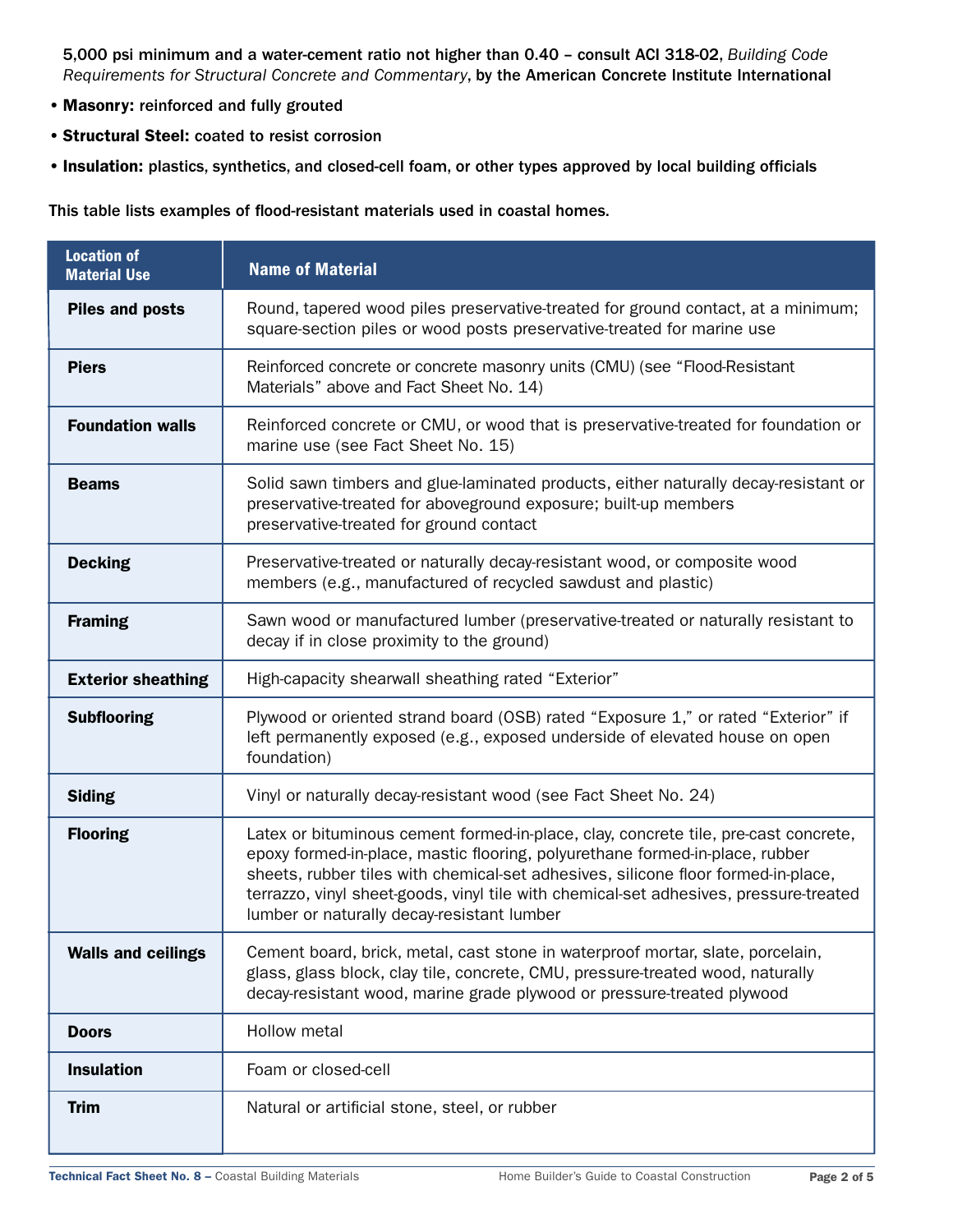5,000 psi minimum and a water-cement ratio not higher than 0.40 – consult ACI 318-02, *Building Code Requirements for Structural Concrete and Commentary*, by the American Concrete Institute International

- **Masonry:** reinforced and fully grouted
- **Structural Steel:** coated to resist corrosion
- **Insulation:** plastics, synthetics, and closed-cell foam, or other types approved by local building officials

This table lists examples of flood-resistant materials used in coastal homes.

| Location of Material Use | Name of Material |
|---|---|
| **Piles and posts** | Round, tapered wood piles preservative-treated for ground contact, at a minimum; square-section piles or wood posts preservative-treated for marine use |
| **Piers** | Reinforced concrete or concrete masonry units (CMU) (see "Flood-Resistant Materials" above and Fact Sheet No. 14) |
| **Foundation walls** | Reinforced concrete or CMU, or wood that is preservative-treated for foundation or marine use (see Fact Sheet No. 15) |
| **Beams** | Solid sawn timbers and glue-laminated products, either naturally decay-resistant or preservative-treated for aboveground exposure; built-up members preservative-treated for ground contact |
| **Decking** | Preservative-treated or naturally decay-resistant wood, or composite wood members (e.g., manufactured of recycled sawdust and plastic) |
| **Framing** | Sawn wood or manufactured lumber (preservative-treated or naturally resistant to decay if in close proximity to the ground) |
| **Exterior sheathing** | High-capacity shearwall sheathing rated "Exterior" |
| **Subflooring** | Plywood or oriented strand board (OSB) rated "Exposure 1," or rated "Exterior" if left permanently exposed (e.g., exposed underside of elevated house on open foundation) |
| **Siding** | Vinyl or naturally decay-resistant wood (see Fact Sheet No. 24) |
| **Flooring** | Latex or bituminous cement formed-in-place, clay, concrete tile, pre-cast concrete, epoxy formed-in-place, mastic flooring, polyurethane formed-in-place, rubber sheets, rubber tiles with chemical-set adhesives, silicone floor formed-in-place, terrazzo, vinyl sheet-goods, vinyl tile with chemical-set adhesives, pressure-treated lumber or naturally decay-resistant lumber |
| **Walls and ceilings** | Cement board, brick, metal, cast stone in waterproof mortar, slate, porcelain, glass, glass block, clay tile, concrete, CMU, pressure-treated wood, naturally decay-resistant wood, marine grade plywood or pressure-treated plywood |
| **Doors** | Hollow metal |
| **Insulation** | Foam or closed-cell |
| **Trim** | Natural or artificial stone, steel, or rubber |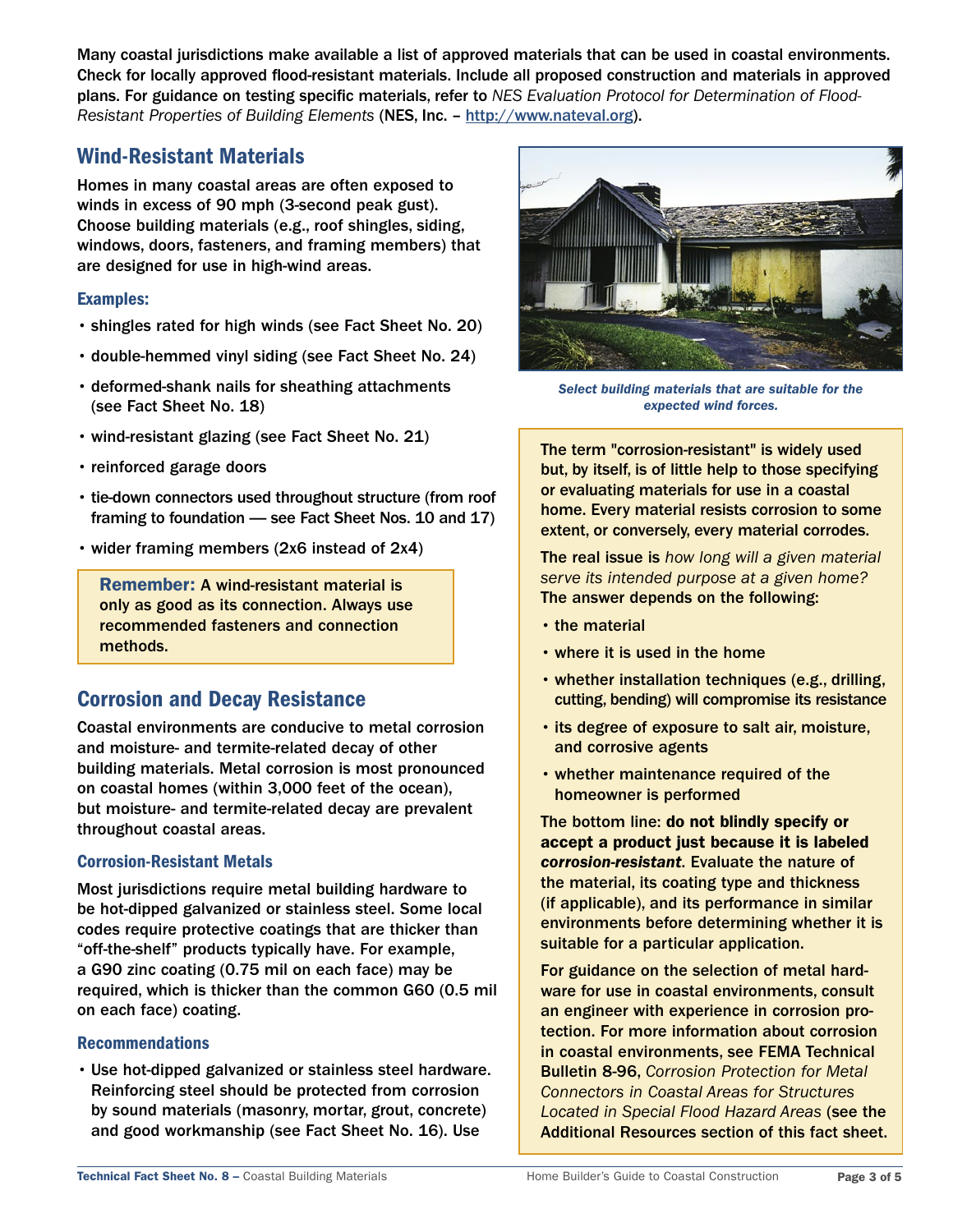Many coastal jurisdictions make available a list of approved materials that can be used in coastal environments. Check for locally approved flood-resistant materials. Include all proposed construction and materials in approved plans. For guidance on testing specific materials, refer to *NES Evaluation Protocol for Determination of Flood-Resistant Properties of Building Elements* (NES, Inc. – http://www.nateval.org).

## Wind-Resistant Materials

Homes in many coastal areas are often exposed to winds in excess of 90 mph (3-second peak gust). Choose building materials (e.g., roof shingles, siding, windows, doors, fasteners, and framing members) that are designed for use in high-wind areas.

### Examples:

- shingles rated for high winds (see Fact Sheet No. 20)
- double-hemmed vinyl siding (see Fact Sheet No. 24)
- deformed-shank nails for sheathing attachments (see Fact Sheet No. 18)
- wind-resistant glazing (see Fact Sheet No. 21)
- reinforced garage doors
- tie-down connectors used throughout structure (from roof framing to foundation — see Fact Sheet Nos. 10 and 17)
- wider framing members (2x6 instead of 2x4)

> **Remember:** A wind-resistant material is only as good as its connection. Always use recommended fasteners and connection methods.

*Select building materials that are suitable for the expected wind forces.*

## Corrosion and Decay Resistance

Coastal environments are conducive to metal corrosion and moisture- and termite-related decay of other building materials. Metal corrosion is most pronounced on coastal homes (within 3,000 feet of the ocean), but moisture- and termite-related decay are prevalent throughout coastal areas.

### Corrosion-Resistant Metals

Most jurisdictions require metal building hardware to be hot-dipped galvanized or stainless steel. Some local codes require protective coatings that are thicker than "off-the-shelf" products typically have. For example, a G90 zinc coating (0.75 mil on each face) may be required, which is thicker than the common G60 (0.5 mil on each face) coating.

### Recommendations

- Use hot-dipped galvanized or stainless steel hardware. Reinforcing steel should be protected from corrosion by sound materials (masonry, mortar, grout, concrete) and good workmanship (see Fact Sheet No. 16). Use

> The term "corrosion-resistant" is widely used but, by itself, is of little help to those specifying or evaluating materials for use in a coastal home. Every material resists corrosion to some extent, or conversely, every material corrodes.
>
> The real issue is *how long will a given material serve its intended purpose at a given home?* The answer depends on the following:
>
> - the material
> - where it is used in the home
> - whether installation techniques (e.g., drilling, cutting, bending) will compromise its resistance
> - its degree of exposure to salt air, moisture, and corrosive agents
> - whether maintenance required of the homeowner is performed
>
> The bottom line: **do not blindly specify or accept a product just because it is labeled *corrosion-resistant***. Evaluate the nature of the material, its coating type and thickness (if applicable), and its performance in similar environments before determining whether it is suitable for a particular application.
>
> For guidance on the selection of metal hardware for use in coastal environments, consult an engineer with experience in corrosion protection. For more information about corrosion in coastal environments, see FEMA Technical Bulletin 8-96, *Corrosion Protection for Metal Connectors in Coastal Areas for Structures Located in Special Flood Hazard Areas* (see the Additional Resources section of this fact sheet.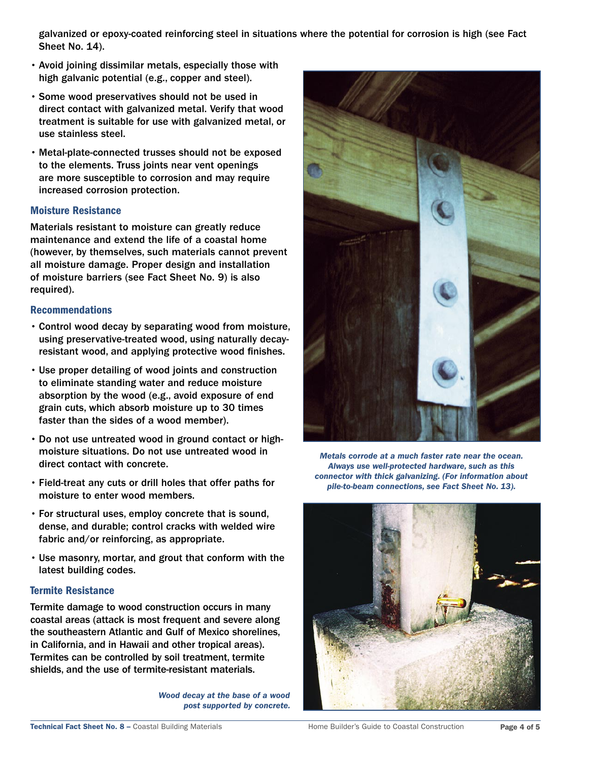galvanized or epoxy-coated reinforcing steel in situations where the potential for corrosion is high (see Fact Sheet No. 14).

- Avoid joining dissimilar metals, especially those with high galvanic potential (e.g., copper and steel).
- Some wood preservatives should not be used in direct contact with galvanized metal. Verify that wood treatment is suitable for use with galvanized metal, or use stainless steel.
- Metal-plate-connected trusses should not be exposed to the elements. Truss joints near vent openings are more susceptible to corrosion and may require increased corrosion protection.

### Moisture Resistance

Materials resistant to moisture can greatly reduce maintenance and extend the life of a coastal home (however, by themselves, such materials cannot prevent all moisture damage. Proper design and installation of moisture barriers (see Fact Sheet No. 9) is also required).

### Recommendations

- Control wood decay by separating wood from moisture, using preservative-treated wood, using naturally decay-resistant wood, and applying protective wood finishes.
- Use proper detailing of wood joints and construction to eliminate standing water and reduce moisture absorption by the wood (e.g., avoid exposure of end grain cuts, which absorb moisture up to 30 times faster than the sides of a wood member).
- Do not use untreated wood in ground contact or high-moisture situations. Do not use untreated wood in direct contact with concrete.
- Field-treat any cuts or drill holes that offer paths for moisture to enter wood members.
- For structural uses, employ concrete that is sound, dense, and durable; control cracks with welded wire fabric and/or reinforcing, as appropriate.
- Use masonry, mortar, and grout that conform with the latest building codes.

### Termite Resistance

Termite damage to wood construction occurs in many coastal areas (attack is most frequent and severe along the southeastern Atlantic and Gulf of Mexico shorelines, in California, and in Hawaii and other tropical areas). Termites can be controlled by soil treatment, termite shields, and the use of termite-resistant materials.

*Metals corrode at a much faster rate near the ocean. Always use well-protected hardware, such as this connector with thick galvanizing. (For information about pile-to-beam connections, see Fact Sheet No. 13).*

*Wood decay at the base of a wood post supported by concrete.*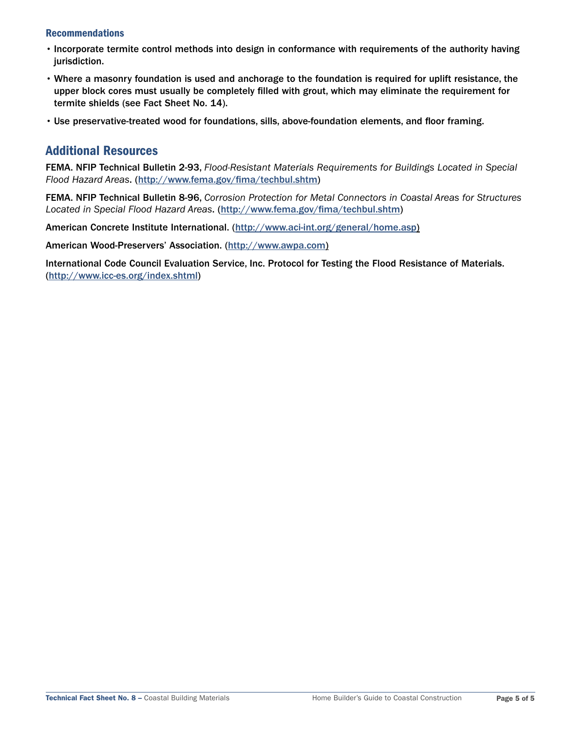### Recommendations

- Incorporate termite control methods into design in conformance with requirements of the authority having jurisdiction.
- Where a masonry foundation is used and anchorage to the foundation is required for uplift resistance, the upper block cores must usually be completely filled with grout, which may eliminate the requirement for termite shields (see Fact Sheet No. 14).
- Use preservative-treated wood for foundations, sills, above-foundation elements, and floor framing.

## Additional Resources

FEMA. NFIP Technical Bulletin 2-93, *Flood-Resistant Materials Requirements for Buildings Located in Special Flood Hazard Areas*. (http://www.fema.gov/fima/techbul.shtm)

FEMA. NFIP Technical Bulletin 8-96, *Corrosion Protection for Metal Connectors in Coastal Areas for Structures Located in Special Flood Hazard Areas*. (http://www.fema.gov/fima/techbul.shtm)

American Concrete Institute International. (http://www.aci-int.org/general/home.asp)

American Wood-Preservers' Association. (http://www.awpa.com)

International Code Council Evaluation Service, Inc. Protocol for Testing the Flood Resistance of Materials. (http://www.icc-es.org/index.shtml)